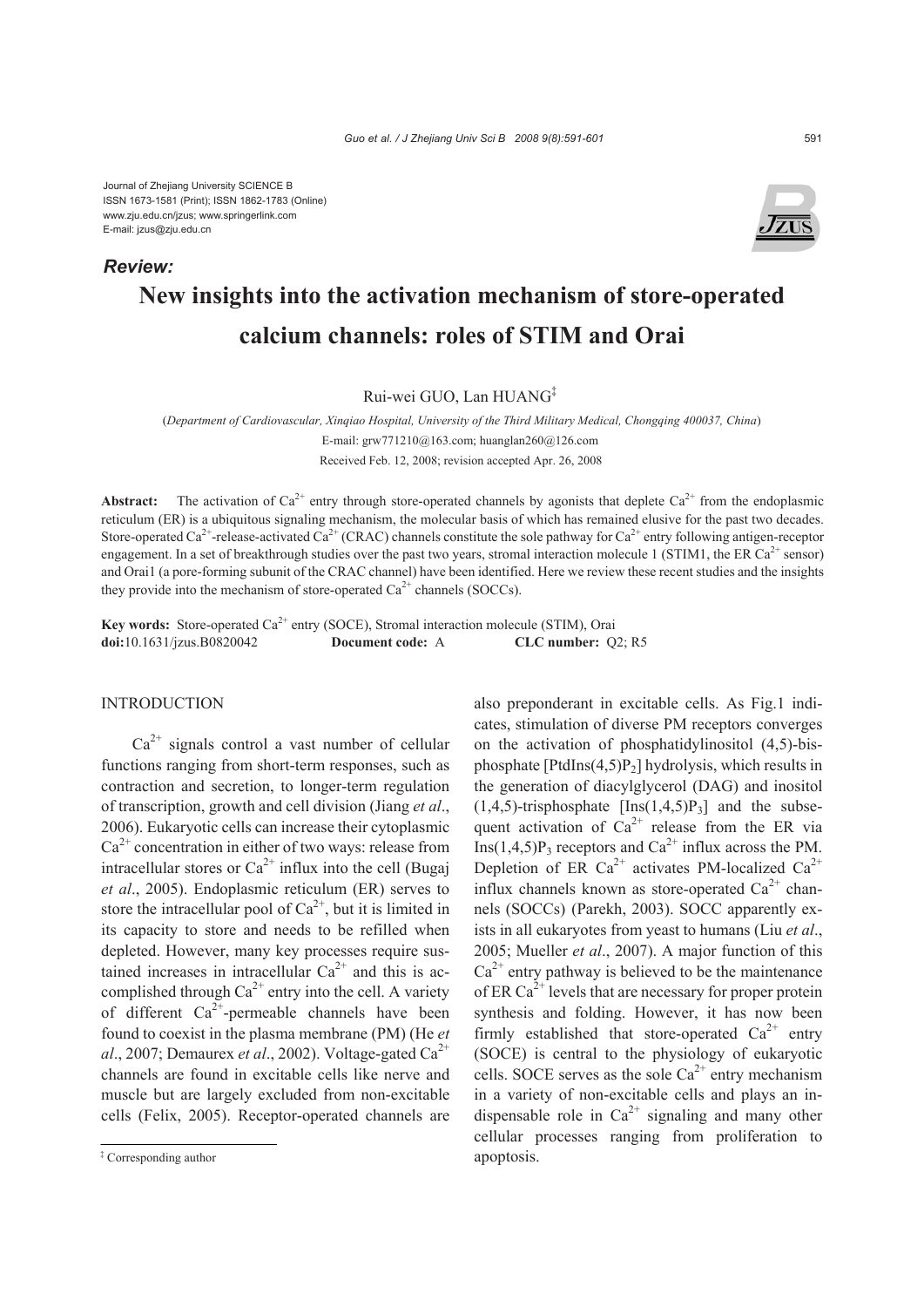Journal of Zhejiang University SCIENCE B
ISSN 1673-1581 (Print); ISSN 1862-1783 (Online)
www.zju.edu.cn/jzus; www.springerlink.com
E-mail: jzus@zju.edu.cn

***Review:***

# New insights into the activation mechanism of store-operated calcium channels: roles of STIM and Orai

Rui-wei GUO, Lan HUANG[‡]

(*Department of Cardiovascular, Xinqiao Hospital, University of the Third Military Medical, Chongqing 400037, China*)

E-mail: grw771210@163.com; huanglan260@126.com

Received Feb. 12, 2008; revision accepted Apr. 26, 2008

**Abstract:** The activation of $Ca^{2+}$ entry through store-operated channels by agonists that deplete $Ca^{2+}$ from the endoplasmic reticulum (ER) is a ubiquitous signaling mechanism, the molecular basis of which has remained elusive for the past two decades. Store-operated $Ca^{2+}$-release-activated $Ca^{2+}$ (CRAC) channels constitute the sole pathway for $Ca^{2+}$ entry following antigen-receptor engagement. In a set of breakthrough studies over the past two years, stromal interaction molecule 1 (STIM1, the ER $Ca^{2+}$ sensor) and Orai1 (a pore-forming subunit of the CRAC channel) have been identified. Here we review these recent studies and the insights they provide into the mechanism of store-operated $Ca^{2+}$ channels (SOCCs).

**Key words:** Store-operated $Ca^{2+}$ entry (SOCE), Stromal interaction molecule (STIM), Orai
**doi:**10.1631/jzus.B0820042 **Document code:** A **CLC number:** Q2; R5

## INTRODUCTION

$Ca^{2+}$ signals control a vast number of cellular functions ranging from short-term responses, such as contraction and secretion, to longer-term regulation of transcription, growth and cell division (Jiang *et al*., 2006). Eukaryotic cells can increase their cytoplasmic $Ca^{2+}$ concentration in either of two ways: release from intracellular stores or $Ca^{2+}$ influx into the cell (Bugaj *et al*., 2005). Endoplasmic reticulum (ER) serves to store the intracellular pool of $Ca^{2+}$, but it is limited in its capacity to store and needs to be refilled when depleted. However, many key processes require sustained increases in intracellular $Ca^{2+}$ and this is accomplished through $Ca^{2+}$ entry into the cell. A variety of different $Ca^{2+}$-permeable channels have been found to coexist in the plasma membrane (PM) (He *et al*., 2007; Demaurex *et al*., 2002). Voltage-gated $Ca^{2+}$ channels are found in excitable cells like nerve and muscle but are largely excluded from non-excitable cells (Felix, 2005). Receptor-operated channels are also preponderant in excitable cells. As Fig.1 indicates, stimulation of diverse PM receptors converges on the activation of phosphatidylinositol (4,5)-bisphosphate [PtdIns(4,5)$P_2$] hydrolysis, which results in the generation of diacylglycerol (DAG) and inositol (1,4,5)-trisphosphate [Ins(1,4,5)$P_3$] and the subsequent activation of $Ca^{2+}$ release from the ER via Ins(1,4,5)$P_3$ receptors and $Ca^{2+}$ influx across the PM. Depletion of ER $Ca^{2+}$ activates PM-localized $Ca^{2+}$ influx channels known as store-operated $Ca^{2+}$ channels (SOCCs) (Parekh, 2003). SOCC apparently exists in all eukaryotes from yeast to humans (Liu *et al*., 2005; Mueller *et al*., 2007). A major function of this $Ca^{2+}$ entry pathway is believed to be the maintenance of ER $Ca^{2+}$ levels that are necessary for proper protein synthesis and folding. However, it has now been firmly established that store-operated $Ca^{2+}$ entry (SOCE) is central to the physiology of eukaryotic cells. SOCE serves as the sole $Ca^{2+}$ entry mechanism in a variety of non-excitable cells and plays an indispensable role in $Ca^{2+}$ signaling and many other cellular processes ranging from proliferation to apoptosis.

[‡] Corresponding author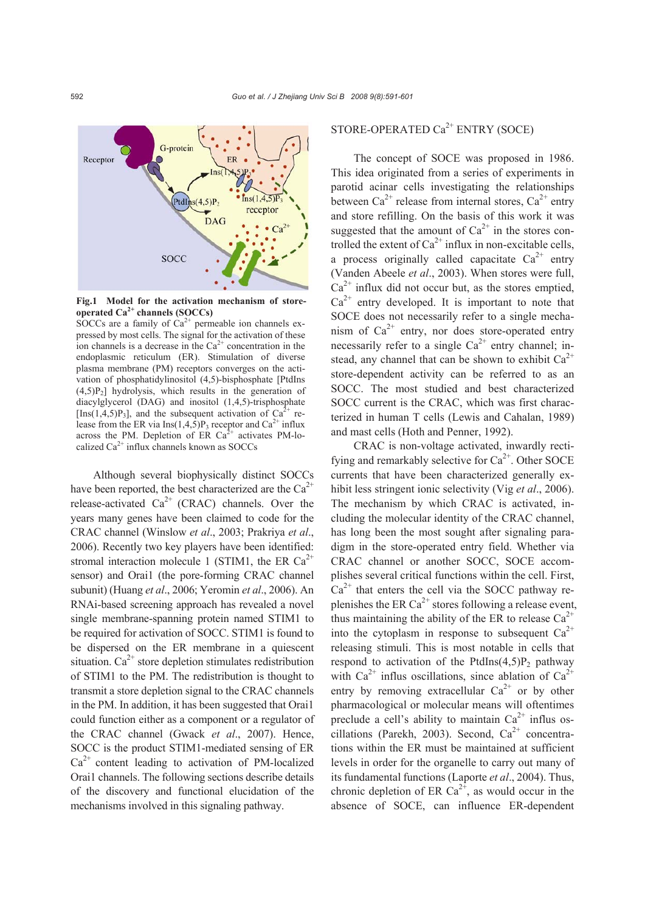**Fig.1 Model for the activation mechanism of store-operated $Ca^{2+}$ channels (SOCCs)**

SOCCs are a family of $Ca^{2+}$ permeable ion channels expressed by most cells. The signal for the activation of these ion channels is a decrease in the $Ca^{2+}$ concentration in the endoplasmic reticulum (ER). Stimulation of diverse plasma membrane (PM) receptors converges on the activation of phosphatidylinositol (4,5)-bisphosphate [PtdIns $(4,5)P_2$] hydrolysis, which results in the generation of diacylglycerol (DAG) and inositol (1,4,5)-trisphosphate [Ins$(1,4,5)P_3$], and the subsequent activation of $Ca^{2+}$ release from the ER via Ins$(1,4,5)P_3$ receptor and $Ca^{2+}$ influx across the PM. Depletion of ER $Ca^{2+}$ activates PM-localized $Ca^{2+}$ influx channels known as SOCCs

Although several biophysically distinct SOCCs have been reported, the best characterized are the $Ca^{2+}$ release-activated $Ca^{2+}$ (CRAC) channels. Over the years many genes have been claimed to code for the CRAC channel (Winslow *et al*., 2003; Prakriya *et al*., 2006). Recently two key players have been identified: stromal interaction molecule 1 (STIM1, the ER $Ca^{2+}$ sensor) and Orai1 (the pore-forming CRAC channel subunit) (Huang *et al*., 2006; Yeromin *et al*., 2006). An RNAi-based screening approach has revealed a novel single membrane-spanning protein named STIM1 to be required for activation of SOCC. STIM1 is found to be dispersed on the ER membrane in a quiescent situation. $Ca^{2+}$ store depletion stimulates redistribution of STIM1 to the PM. The redistribution is thought to transmit a store depletion signal to the CRAC channels in the PM. In addition, it has been suggested that Orai1 could function either as a component or a regulator of the CRAC channel (Gwack *et al*., 2007). Hence, SOCC is the product STIM1-mediated sensing of ER $Ca^{2+}$ content leading to activation of PM-localized Orai1 channels. The following sections describe details of the discovery and functional elucidation of the mechanisms involved in this signaling pathway.

## STORE-OPERATED $Ca^{2+}$ ENTRY (SOCE)

The concept of SOCE was proposed in 1986. This idea originated from a series of experiments in parotid acinar cells investigating the relationships between $Ca^{2+}$ release from internal stores, $Ca^{2+}$ entry and store refilling. On the basis of this work it was suggested that the amount of $Ca^{2+}$ in the stores controlled the extent of $Ca^{2+}$ influx in non-excitable cells, a process originally called capacitate $Ca^{2+}$ entry (Vanden Abeele *et al*., 2003). When stores were full, $Ca^{2+}$ influx did not occur but, as the stores emptied, $Ca^{2+}$ entry developed. It is important to note that SOCE does not necessarily refer to a single mechanism of $Ca^{2+}$ entry, nor does store-operated entry necessarily refer to a single $Ca^{2+}$ entry channel; instead, any channel that can be shown to exhibit $Ca^{2+}$ store-dependent activity can be referred to as an SOCC. The most studied and best characterized SOCC current is the CRAC, which was first characterized in human T cells (Lewis and Cahalan, 1989) and mast cells (Hoth and Penner, 1992).

CRAC is non-voltage activated, inwardly rectifying and remarkably selective for $Ca^{2+}$. Other SOCE currents that have been characterized generally exhibit less stringent ionic selectivity (Vig *et al*., 2006). The mechanism by which CRAC is activated, including the molecular identity of the CRAC channel, has long been the most sought after signaling paradigm in the store-operated entry field. Whether via CRAC channel or another SOCC, SOCE accomplishes several critical functions within the cell. First, $Ca^{2+}$ that enters the cell via the SOCC pathway replenishes the ER $Ca^{2+}$ stores following a release event, thus maintaining the ability of the ER to release $Ca^{2+}$ into the cytoplasm in response to subsequent $Ca^{2+}$ releasing stimuli. This is most notable in cells that respond to activation of the PtdIns$(4,5)P_2$ pathway with $Ca^{2+}$ influs oscillations, since ablation of $Ca^{2+}$ entry by removing extracellular $Ca^{2+}$ or by other pharmacological or molecular means will oftentimes preclude a cell's ability to maintain $Ca^{2+}$ influs oscillations (Parekh, 2003). Second, $Ca^{2+}$ concentrations within the ER must be maintained at sufficient levels in order for the organelle to carry out many of its fundamental functions (Laporte *et al*., 2004). Thus, chronic depletion of ER $Ca^{2+}$, as would occur in the absence of SOCE, can influence ER-dependent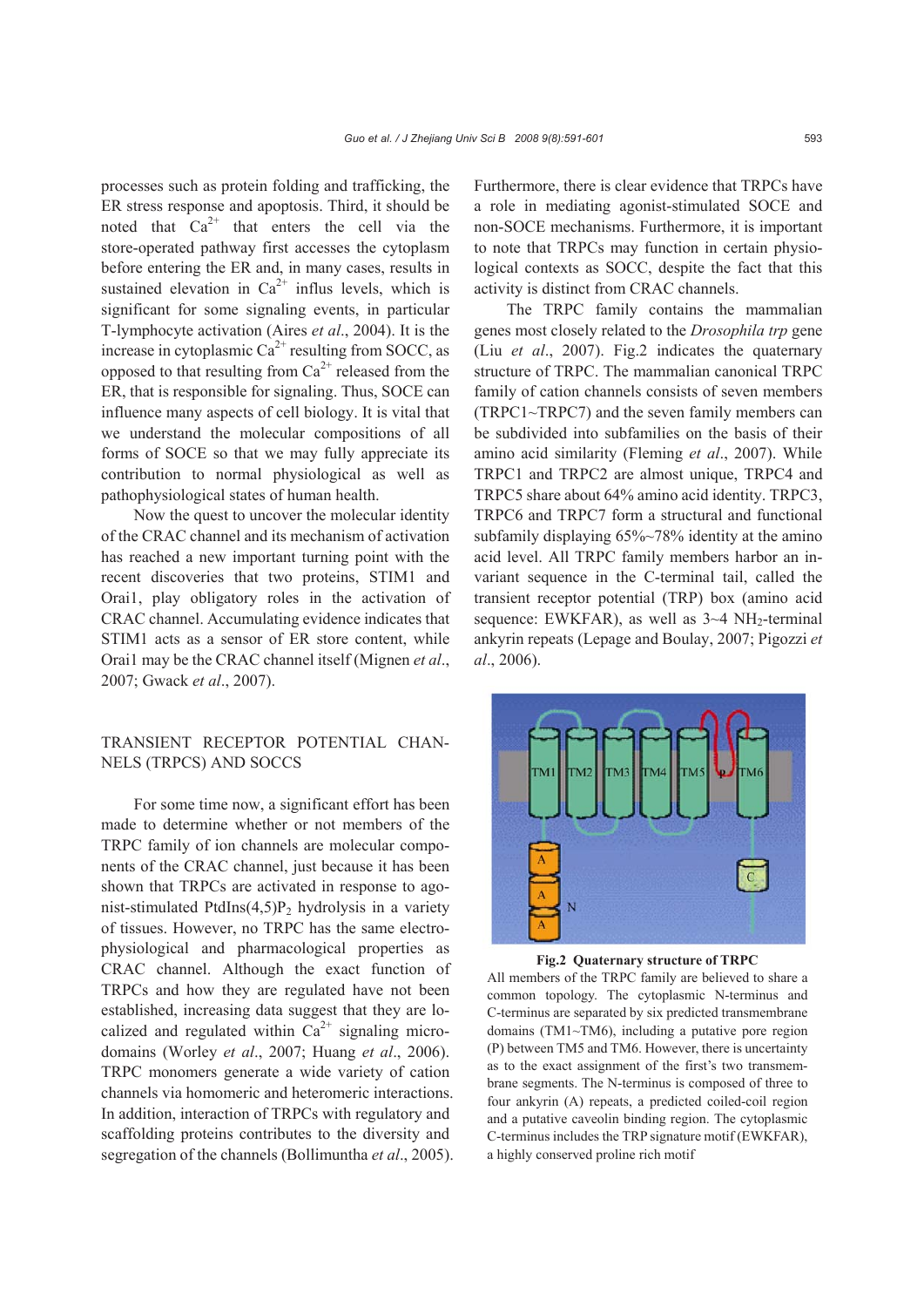processes such as protein folding and trafficking, the ER stress response and apoptosis. Third, it should be noted that $Ca^{2+}$ that enters the cell via the store-operated pathway first accesses the cytoplasm before entering the ER and, in many cases, results in sustained elevation in $Ca^{2+}$ influs levels, which is significant for some signaling events, in particular T-lymphocyte activation (Aires *et al*., 2004). It is the increase in cytoplasmic $Ca^{2+}$ resulting from SOCC, as opposed to that resulting from $Ca^{2+}$ released from the ER, that is responsible for signaling. Thus, SOCE can influence many aspects of cell biology. It is vital that we understand the molecular compositions of all forms of SOCE so that we may fully appreciate its contribution to normal physiological as well as pathophysiological states of human health.

Now the quest to uncover the molecular identity of the CRAC channel and its mechanism of activation has reached a new important turning point with the recent discoveries that two proteins, STIM1 and Orai1, play obligatory roles in the activation of CRAC channel. Accumulating evidence indicates that STIM1 acts as a sensor of ER store content, while Orai1 may be the CRAC channel itself (Mignen *et al*., 2007; Gwack *et al*., 2007).

## TRANSIENT RECEPTOR POTENTIAL CHANNELS (TRPCS) AND SOCCS

For some time now, a significant effort has been made to determine whether or not members of the TRPC family of ion channels are molecular components of the CRAC channel, just because it has been shown that TRPCs are activated in response to agonist-stimulated PtdIns(4,5)$P_2$ hydrolysis in a variety of tissues. However, no TRPC has the same electrophysiological and pharmacological properties as CRAC channel. Although the exact function of TRPCs and how they are regulated have not been established, increasing data suggest that they are localized and regulated within $Ca^{2+}$ signaling microdomains (Worley *et al*., 2007; Huang *et al*., 2006). TRPC monomers generate a wide variety of cation channels via homomeric and heteromeric interactions. In addition, interaction of TRPCs with regulatory and scaffolding proteins contributes to the diversity and segregation of the channels (Bollimuntha *et al*., 2005). Furthermore, there is clear evidence that TRPCs have a role in mediating agonist-stimulated SOCE and non-SOCE mechanisms. Furthermore, it is important to note that TRPCs may function in certain physiological contexts as SOCC, despite the fact that this activity is distinct from CRAC channels.

The TRPC family contains the mammalian genes most closely related to the *Drosophila trp* gene (Liu *et al*., 2007). Fig.2 indicates the quaternary structure of TRPC. The mammalian canonical TRPC family of cation channels consists of seven members (TRPC1~TRPC7) and the seven family members can be subdivided into subfamilies on the basis of their amino acid similarity (Fleming *et al*., 2007). While TRPC1 and TRPC2 are almost unique, TRPC4 and TRPC5 share about 64% amino acid identity. TRPC3, TRPC6 and TRPC7 form a structural and functional subfamily displaying 65%~78% identity at the amino acid level. All TRPC family members harbor an invariant sequence in the C-terminal tail, called the transient receptor potential (TRP) box (amino acid sequence: EWKFAR), as well as 3~4 $NH_2$-terminal ankyrin repeats (Lepage and Boulay, 2007; Pigozzi *et al*., 2006).

**Fig.2 Quaternary structure of TRPC**
All members of the TRPC family are believed to share a common topology. The cytoplasmic N-terminus and C-terminus are separated by six predicted transmembrane domains (TM1~TM6), including a putative pore region (P) between TM5 and TM6. However, there is uncertainty as to the exact assignment of the first's two transmembrane segments. The N-terminus is composed of three to four ankyrin (A) repeats, a predicted coiled-coil region and a putative caveolin binding region. The cytoplasmic C-terminus includes the TRP signature motif (EWKFAR), a highly conserved proline rich motif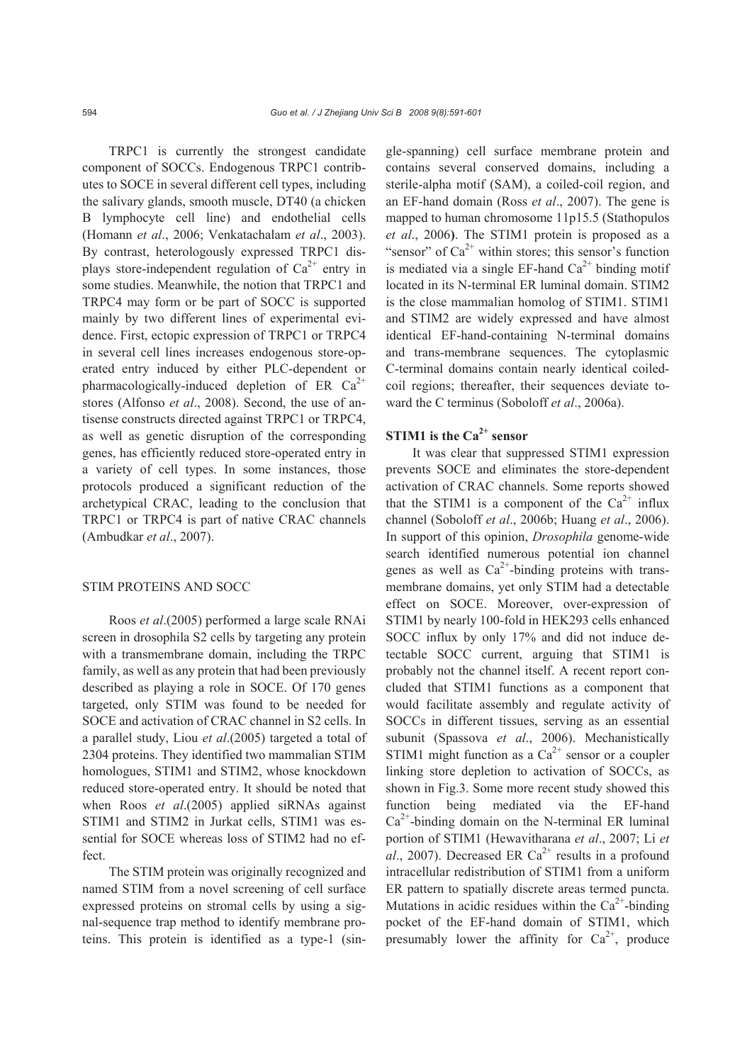TRPC1 is currently the strongest candidate component of SOCCs. Endogenous TRPC1 contributes to SOCE in several different cell types, including the salivary glands, smooth muscle, DT40 (a chicken B lymphocyte cell line) and endothelial cells (Homann *et al*., 2006; Venkatachalam *et al*., 2003). By contrast, heterologously expressed TRPC1 displays store-independent regulation of $Ca^{2+}$ entry in some studies. Meanwhile, the notion that TRPC1 and TRPC4 may form or be part of SOCC is supported mainly by two different lines of experimental evidence. First, ectopic expression of TRPC1 or TRPC4 in several cell lines increases endogenous store-operated entry induced by either PLC-dependent or pharmacologically-induced depletion of ER $Ca^{2+}$ stores (Alfonso *et al*., 2008). Second, the use of antisense constructs directed against TRPC1 or TRPC4, as well as genetic disruption of the corresponding genes, has efficiently reduced store-operated entry in a variety of cell types. In some instances, those protocols produced a significant reduction of the archetypical CRAC, leading to the conclusion that TRPC1 or TRPC4 is part of native CRAC channels (Ambudkar *et al*., 2007).

## STIM PROTEINS AND SOCC

Roos *et al*.(2005) performed a large scale RNAi screen in drosophila S2 cells by targeting any protein with a transmembrane domain, including the TRPC family, as well as any protein that had been previously described as playing a role in SOCE. Of 170 genes targeted, only STIM was found to be needed for SOCE and activation of CRAC channel in S2 cells. In a parallel study, Liou *et al*.(2005) targeted a total of 2304 proteins. They identified two mammalian STIM homologues, STIM1 and STIM2, whose knockdown reduced store-operated entry. It should be noted that when Roos *et al*.(2005) applied siRNAs against STIM1 and STIM2 in Jurkat cells, STIM1 was essential for SOCE whereas loss of STIM2 had no effect.

The STIM protein was originally recognized and named STIM from a novel screening of cell surface expressed proteins on stromal cells by using a signal-sequence trap method to identify membrane proteins. This protein is identified as a type-1 (single-spanning) cell surface membrane protein and contains several conserved domains, including a sterile-alpha motif (SAM), a coiled-coil region, and an EF-hand domain (Ross *et al*., 2007). The gene is mapped to human chromosome 11p15.5 (Stathopulos *et al*., 2006). The STIM1 protein is proposed as a "sensor" of $Ca^{2+}$ within stores; this sensor's function is mediated via a single EF-hand $Ca^{2+}$ binding motif located in its N-terminal ER luminal domain. STIM2 is the close mammalian homolog of STIM1. STIM1 and STIM2 are widely expressed and have almost identical EF-hand-containing N-terminal domains and trans-membrane sequences. The cytoplasmic C-terminal domains contain nearly identical coiled-coil regions; thereafter, their sequences deviate toward the C terminus (Soboloff *et al*., 2006a).

### STIM1 is the $Ca^{2+}$ sensor

It was clear that suppressed STIM1 expression prevents SOCE and eliminates the store-dependent activation of CRAC channels. Some reports showed that the STIM1 is a component of the $Ca^{2+}$ influx channel (Soboloff *et al*., 2006b; Huang *et al*., 2006). In support of this opinion, *Drosophila* genome-wide search identified numerous potential ion channel genes as well as $Ca^{2+}$-binding proteins with transmembrane domains, yet only STIM had a detectable effect on SOCE. Moreover, over-expression of STIM1 by nearly 100-fold in HEK293 cells enhanced SOCC influx by only 17% and did not induce detectable SOCC current, arguing that STIM1 is probably not the channel itself. A recent report concluded that STIM1 functions as a component that would facilitate assembly and regulate activity of SOCCs in different tissues, serving as an essential subunit (Spassova *et al*., 2006). Mechanistically STIM1 might function as a $Ca^{2+}$ sensor or a coupler linking store depletion to activation of SOCCs, as shown in Fig.3. Some more recent study showed this function being mediated via the EF-hand $Ca^{2+}$-binding domain on the N-terminal ER luminal portion of STIM1 (Hewavitharana *et al*., 2007; Li *et al*., 2007). Decreased ER $Ca^{2+}$ results in a profound intracellular redistribution of STIM1 from a uniform ER pattern to spatially discrete areas termed puncta. Mutations in acidic residues within the $Ca^{2+}$-binding pocket of the EF-hand domain of STIM1, which presumably lower the affinity for $Ca^{2+}$, produce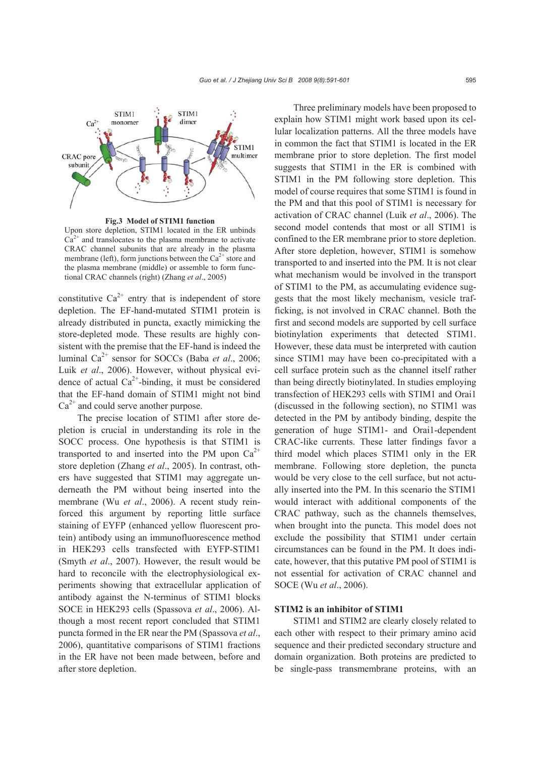**Fig.3 Model of STIM1 function**

Upon store depletion, STIM1 located in the ER unbinds $Ca^{2+}$ and translocates to the plasma membrane to activate CRAC channel subunits that are already in the plasma membrane (left), form junctions between the $Ca^{2+}$ store and the plasma membrane (middle) or assemble to form functional CRAC channels (right) (Zhang *et al*., 2005)

constitutive $Ca^{2+}$ entry that is independent of store depletion. The EF-hand-mutated STIM1 protein is already distributed in puncta, exactly mimicking the store-depleted mode. These results are highly consistent with the premise that the EF-hand is indeed the luminal $Ca^{2+}$ sensor for SOCCs (Baba *et al*., 2006; Luik *et al*., 2006). However, without physical evidence of actual $Ca^{2+}$-binding, it must be considered that the EF-hand domain of STIM1 might not bind $Ca^{2+}$ and could serve another purpose.

The precise location of STIM1 after store depletion is crucial in understanding its role in the SOCC process. One hypothesis is that STIM1 is transported to and inserted into the PM upon $Ca^{2+}$ store depletion (Zhang *et al*., 2005). In contrast, others have suggested that STIM1 may aggregate underneath the PM without being inserted into the membrane (Wu *et al*., 2006). A recent study reinforced this argument by reporting little surface staining of EYFP (enhanced yellow fluorescent protein) antibody using an immunofluorescence method in HEK293 cells transfected with EYFP-STIM1 (Smyth *et al*., 2007). However, the result would be hard to reconcile with the electrophysiological experiments showing that extracellular application of antibody against the N-terminus of STIM1 blocks SOCE in HEK293 cells (Spassova *et al*., 2006). Although a most recent report concluded that STIM1 puncta formed in the ER near the PM (Spassova *et al*., 2006), quantitative comparisons of STIM1 fractions in the ER have not been made between, before and after store depletion.

Three preliminary models have been proposed to explain how STIM1 might work based upon its cellular localization patterns. All the three models have in common the fact that STIM1 is located in the ER membrane prior to store depletion. The first model suggests that STIM1 in the ER is combined with STIM1 in the PM following store depletion. This model of course requires that some STIM1 is found in the PM and that this pool of STIM1 is necessary for activation of CRAC channel (Luik *et al*., 2006). The second model contends that most or all STIM1 is confined to the ER membrane prior to store depletion. After store depletion, however, STIM1 is somehow transported to and inserted into the PM. It is not clear what mechanism would be involved in the transport of STIM1 to the PM, as accumulating evidence suggests that the most likely mechanism, vesicle trafficking, is not involved in CRAC channel. Both the first and second models are supported by cell surface biotinylation experiments that detected STIM1. However, these data must be interpreted with caution since STIM1 may have been co-precipitated with a cell surface protein such as the channel itself rather than being directly biotinylated. In studies employing transfection of HEK293 cells with STIM1 and Orai1 (discussed in the following section), no STIM1 was detected in the PM by antibody binding, despite the generation of huge STIM1- and Orai1-dependent CRAC-like currents. These latter findings favor a third model which places STIM1 only in the ER membrane. Following store depletion, the puncta would be very close to the cell surface, but not actually inserted into the PM. In this scenario the STIM1 would interact with additional components of the CRAC pathway, such as the channels themselves, when brought into the puncta. This model does not exclude the possibility that STIM1 under certain circumstances can be found in the PM. It does indicate, however, that this putative PM pool of STIM1 is not essential for activation of CRAC channel and SOCE (Wu *et al*., 2006).

## STIM2 is an inhibitor of STIM1

STIM1 and STIM2 are clearly closely related to each other with respect to their primary amino acid sequence and their predicted secondary structure and domain organization. Both proteins are predicted to be single-pass transmembrane proteins, with an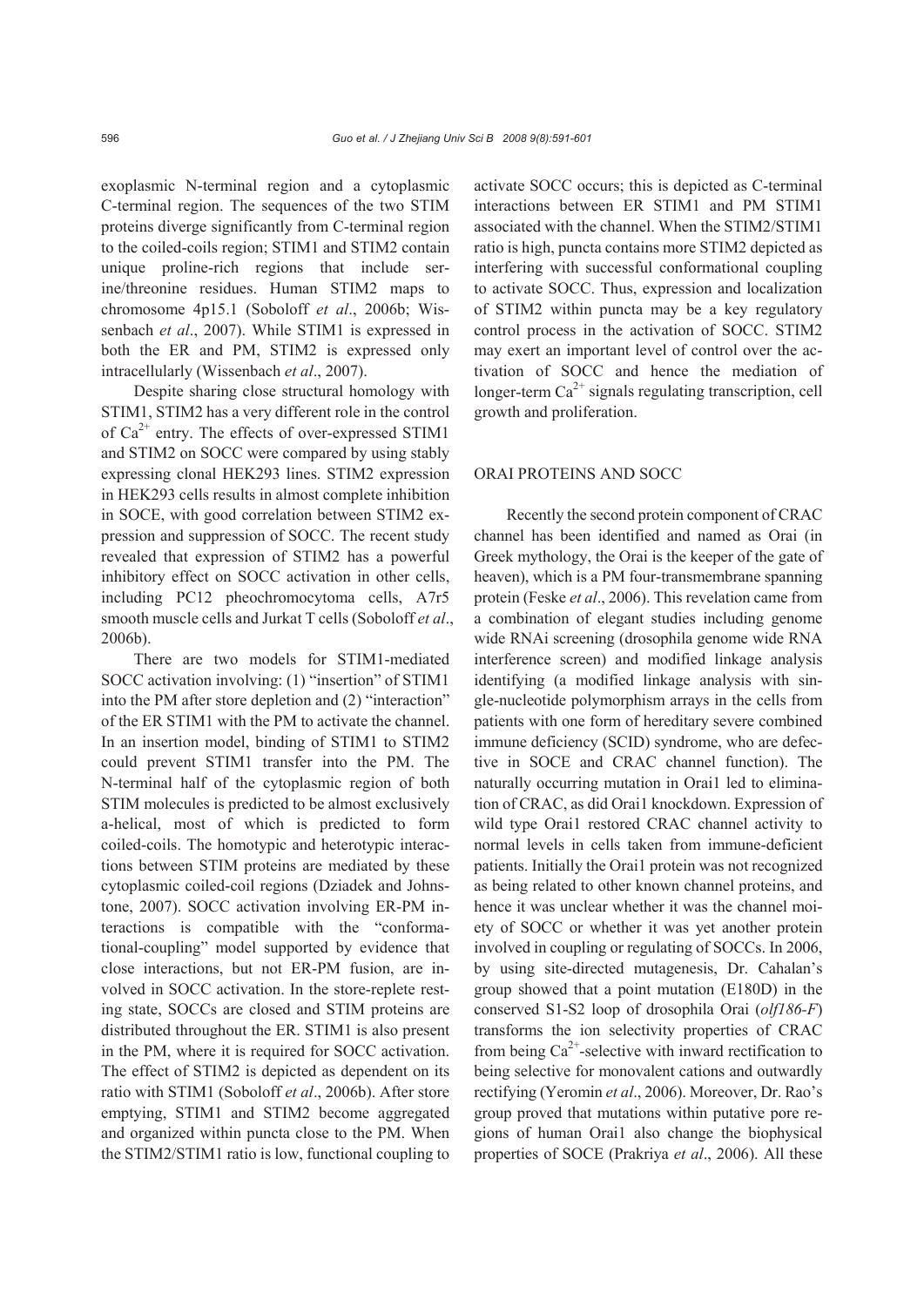exoplasmic N-terminal region and a cytoplasmic C-terminal region. The sequences of the two STIM proteins diverge significantly from C-terminal region to the coiled-coils region; STIM1 and STIM2 contain unique proline-rich regions that include serine/threonine residues. Human STIM2 maps to chromosome 4p15.1 (Soboloff *et al*., 2006b; Wissenbach *et al*., 2007). While STIM1 is expressed in both the ER and PM, STIM2 is expressed only intracellularly (Wissenbach *et al*., 2007).

Despite sharing close structural homology with STIM1, STIM2 has a very different role in the control of $Ca^{2+}$ entry. The effects of over-expressed STIM1 and STIM2 on SOCC were compared by using stably expressing clonal HEK293 lines. STIM2 expression in HEK293 cells results in almost complete inhibition in SOCE, with good correlation between STIM2 expression and suppression of SOCC. The recent study revealed that expression of STIM2 has a powerful inhibitory effect on SOCC activation in other cells, including PC12 pheochromocytoma cells, A7r5 smooth muscle cells and Jurkat T cells (Soboloff *et al*., 2006b).

There are two models for STIM1-mediated SOCC activation involving: (1) "insertion" of STIM1 into the PM after store depletion and (2) "interaction" of the ER STIM1 with the PM to activate the channel. In an insertion model, binding of STIM1 to STIM2 could prevent STIM1 transfer into the PM. The N-terminal half of the cytoplasmic region of both STIM molecules is predicted to be almost exclusively a-helical, most of which is predicted to form coiled-coils. The homotypic and heterotypic interactions between STIM proteins are mediated by these cytoplasmic coiled-coil regions (Dziadek and Johnstone, 2007). SOCC activation involving ER-PM interactions is compatible with the "conformational-coupling" model supported by evidence that close interactions, but not ER-PM fusion, are involved in SOCC activation. In the store-replete resting state, SOCCs are closed and STIM proteins are distributed throughout the ER. STIM1 is also present in the PM, where it is required for SOCC activation. The effect of STIM2 is depicted as dependent on its ratio with STIM1 (Soboloff *et al*., 2006b). After store emptying, STIM1 and STIM2 become aggregated and organized within puncta close to the PM. When the STIM2/STIM1 ratio is low, functional coupling to activate SOCC occurs; this is depicted as C-terminal interactions between ER STIM1 and PM STIM1 associated with the channel. When the STIM2/STIM1 ratio is high, puncta contains more STIM2 depicted as interfering with successful conformational coupling to activate SOCC. Thus, expression and localization of STIM2 within puncta may be a key regulatory control process in the activation of SOCC. STIM2 may exert an important level of control over the activation of SOCC and hence the mediation of longer-term $Ca^{2+}$ signals regulating transcription, cell growth and proliferation.

## ORAI PROTEINS AND SOCC

Recently the second protein component of CRAC channel has been identified and named as Orai (in Greek mythology, the Orai is the keeper of the gate of heaven), which is a PM four-transmembrane spanning protein (Feske *et al*., 2006). This revelation came from a combination of elegant studies including genome wide RNAi screening (drosophila genome wide RNA interference screen) and modified linkage analysis identifying (a modified linkage analysis with single-nucleotide polymorphism arrays in the cells from patients with one form of hereditary severe combined immune deficiency (SCID) syndrome, who are defective in SOCE and CRAC channel function). The naturally occurring mutation in Orai1 led to elimination of CRAC, as did Orai1 knockdown. Expression of wild type Orai1 restored CRAC channel activity to normal levels in cells taken from immune-deficient patients. Initially the Orai1 protein was not recognized as being related to other known channel proteins, and hence it was unclear whether it was the channel moiety of SOCC or whether it was yet another protein involved in coupling or regulating of SOCCs. In 2006, by using site-directed mutagenesis, Dr. Cahalan's group showed that a point mutation (E180D) in the conserved S1-S2 loop of drosophila Orai (*olf186-F*) transforms the ion selectivity properties of CRAC from being $Ca^{2+}$-selective with inward rectification to being selective for monovalent cations and outwardly rectifying (Yeromin *et al*., 2006). Moreover, Dr. Rao's group proved that mutations within putative pore regions of human Orai1 also change the biophysical properties of SOCE (Prakriya *et al*., 2006). All these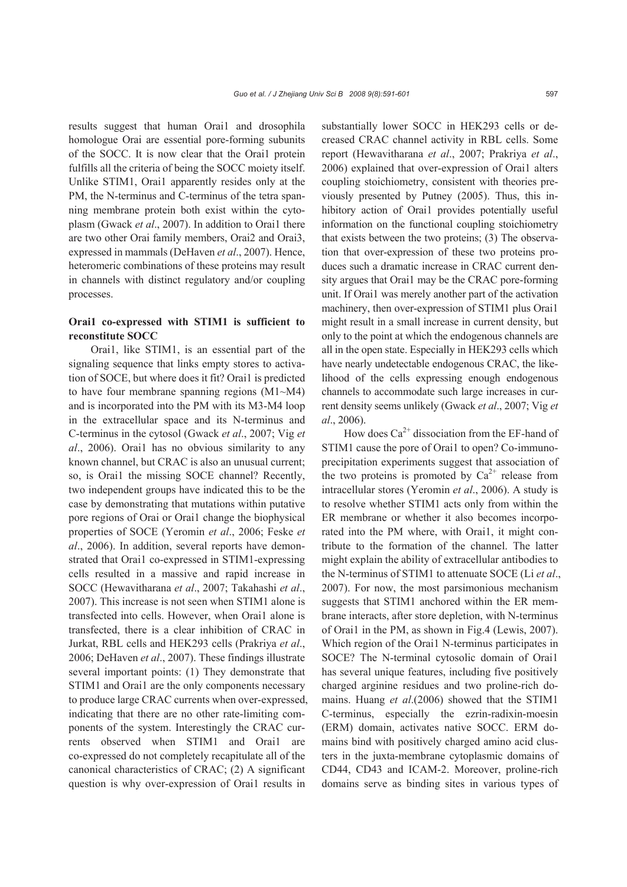results suggest that human Orai1 and drosophila homologue Orai are essential pore-forming subunits of the SOCC. It is now clear that the Orai1 protein fulfills all the criteria of being the SOCC moiety itself. Unlike STIM1, Orai1 apparently resides only at the PM, the N-terminus and C-terminus of the tetra spanning membrane protein both exist within the cytoplasm (Gwack *et al*., 2007). In addition to Orai1 there are two other Orai family members, Orai2 and Orai3, expressed in mammals (DeHaven *et al*., 2007). Hence, heteromeric combinations of these proteins may result in channels with distinct regulatory and/or coupling processes.

### Orai1 co-expressed with STIM1 is sufficient to reconstitute SOCC

Orai1, like STIM1, is an essential part of the signaling sequence that links empty stores to activation of SOCE, but where does it fit? Orai1 is predicted to have four membrane spanning regions (M1~M4) and is incorporated into the PM with its M3-M4 loop in the extracellular space and its N-terminus and C-terminus in the cytosol (Gwack *et al*., 2007; Vig *et al*., 2006). Orai1 has no obvious similarity to any known channel, but CRAC is also an unusual current; so, is Orai1 the missing SOCE channel? Recently, two independent groups have indicated this to be the case by demonstrating that mutations within putative pore regions of Orai or Orai1 change the biophysical properties of SOCE (Yeromin *et al*., 2006; Feske *et al*., 2006). In addition, several reports have demonstrated that Orai1 co-expressed in STIM1-expressing cells resulted in a massive and rapid increase in SOCC (Hewavitharana *et al*., 2007; Takahashi *et al*., 2007). This increase is not seen when STIM1 alone is transfected into cells. However, when Orai1 alone is transfected, there is a clear inhibition of CRAC in Jurkat, RBL cells and HEK293 cells (Prakriya *et al*., 2006; DeHaven *et al*., 2007). These findings illustrate several important points: (1) They demonstrate that STIM1 and Orai1 are the only components necessary to produce large CRAC currents when over-expressed, indicating that there are no other rate-limiting components of the system. Interestingly the CRAC currents observed when STIM1 and Orai1 are co-expressed do not completely recapitulate all of the canonical characteristics of CRAC; (2) A significant question is why over-expression of Orai1 results in substantially lower SOCC in HEK293 cells or decreased CRAC channel activity in RBL cells. Some report (Hewavitharana *et al*., 2007; Prakriya *et al*., 2006) explained that over-expression of Orai1 alters coupling stoichiometry, consistent with theories previously presented by Putney (2005). Thus, this inhibitory action of Orai1 provides potentially useful information on the functional coupling stoichiometry that exists between the two proteins; (3) The observation that over-expression of these two proteins produces such a dramatic increase in CRAC current density argues that Orai1 may be the CRAC pore-forming unit. If Orai1 was merely another part of the activation machinery, then over-expression of STIM1 plus Orai1 might result in a small increase in current density, but only to the point at which the endogenous channels are all in the open state. Especially in HEK293 cells which have nearly undetectable endogenous CRAC, the likelihood of the cells expressing enough endogenous channels to accommodate such large increases in current density seems unlikely (Gwack *et al*., 2007; Vig *et al*., 2006).

How does $Ca^{2+}$ dissociation from the EF-hand of STIM1 cause the pore of Orai1 to open? Co-immunoprecipitation experiments suggest that association of the two proteins is promoted by $Ca^{2+}$ release from intracellular stores (Yeromin *et al*., 2006). A study is to resolve whether STIM1 acts only from within the ER membrane or whether it also becomes incorporated into the PM where, with Orai1, it might contribute to the formation of the channel. The latter might explain the ability of extracellular antibodies to the N-terminus of STIM1 to attenuate SOCE (Li *et al*., 2007). For now, the most parsimonious mechanism suggests that STIM1 anchored within the ER membrane interacts, after store depletion, with N-terminus of Orai1 in the PM, as shown in Fig.4 (Lewis, 2007). Which region of the Orai1 N-terminus participates in SOCE? The N-terminal cytosolic domain of Orai1 has several unique features, including five positively charged arginine residues and two proline-rich domains. Huang *et al*.(2006) showed that the STIM1 C-terminus, especially the ezrin-radixin-moesin (ERM) domain, activates native SOCC. ERM domains bind with positively charged amino acid clusters in the juxta-membrane cytoplasmic domains of CD44, CD43 and ICAM-2. Moreover, proline-rich domains serve as binding sites in various types of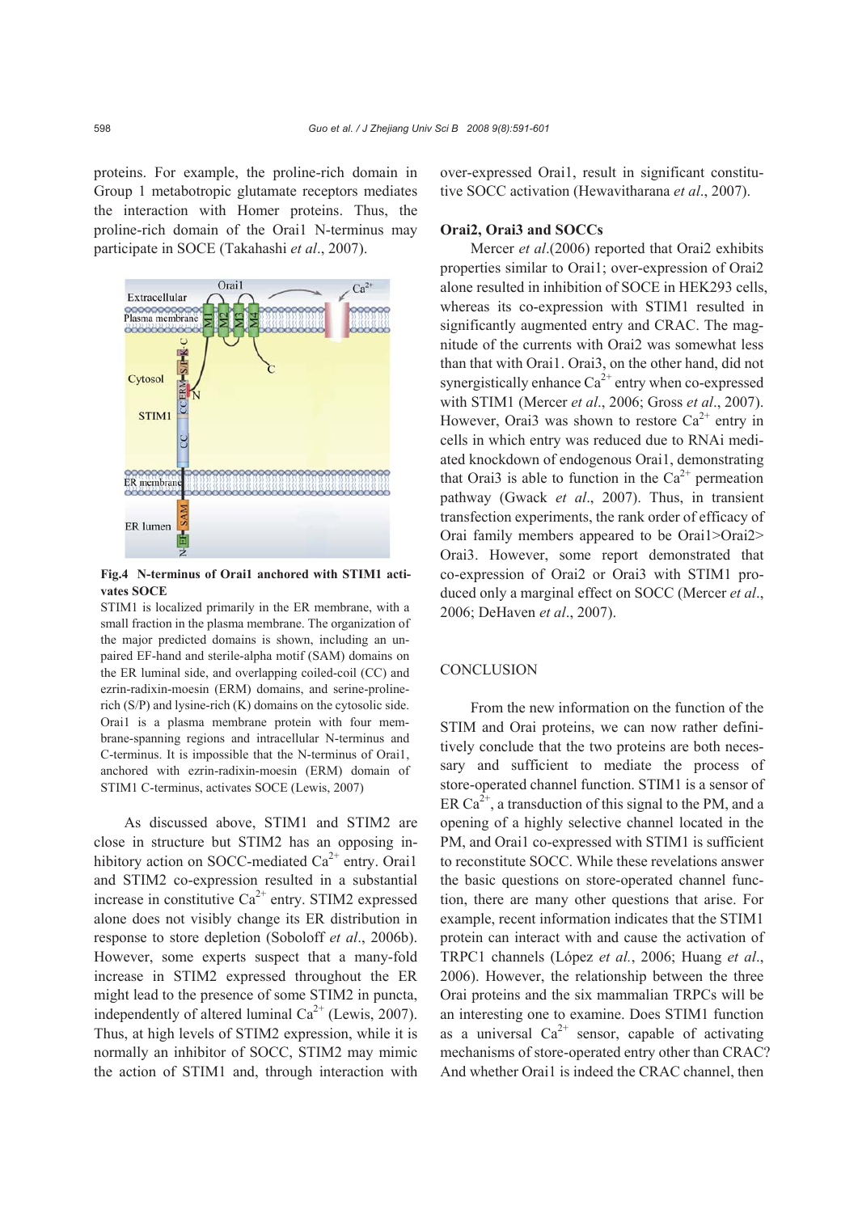proteins. For example, the proline-rich domain in Group 1 metabotropic glutamate receptors mediates the interaction with Homer proteins. Thus, the proline-rich domain of the Orai1 N-terminus may participate in SOCE (Takahashi *et al*., 2007).

**Fig.4 N-terminus of Orai1 anchored with STIM1 activates SOCE**

STIM1 is localized primarily in the ER membrane, with a small fraction in the plasma membrane. The organization of the major predicted domains is shown, including an unpaired EF-hand and sterile-alpha motif (SAM) domains on the ER luminal side, and overlapping coiled-coil (CC) and ezrin-radixin-moesin (ERM) domains, and serine-proline-rich (S/P) and lysine-rich (K) domains on the cytosolic side. Orai1 is a plasma membrane protein with four membrane-spanning regions and intracellular N-terminus and C-terminus. It is impossible that the N-terminus of Orai1, anchored with ezrin-radixin-moesin (ERM) domain of STIM1 C-terminus, activates SOCE (Lewis, 2007)

As discussed above, STIM1 and STIM2 are close in structure but STIM2 has an opposing inhibitory action on SOCC-mediated $Ca^{2+}$ entry. Orai1 and STIM2 co-expression resulted in a substantial increase in constitutive $Ca^{2+}$ entry. STIM2 expressed alone does not visibly change its ER distribution in response to store depletion (Soboloff *et al*., 2006b). However, some experts suspect that a many-fold increase in STIM2 expressed throughout the ER might lead to the presence of some STIM2 in puncta, independently of altered luminal $Ca^{2+}$ (Lewis, 2007). Thus, at high levels of STIM2 expression, while it is normally an inhibitor of SOCC, STIM2 may mimic the action of STIM1 and, through interaction with over-expressed Orai1, result in significant constitutive SOCC activation (Hewavitharana *et al*., 2007).

### Orai2, Orai3 and SOCCs

Mercer *et al*.(2006) reported that Orai2 exhibits properties similar to Orai1; over-expression of Orai2 alone resulted in inhibition of SOCE in HEK293 cells, whereas its co-expression with STIM1 resulted in significantly augmented entry and CRAC. The magnitude of the currents with Orai2 was somewhat less than that with Orai1. Orai3, on the other hand, did not synergistically enhance $Ca^{2+}$ entry when co-expressed with STIM1 (Mercer *et al*., 2006; Gross *et al*., 2007). However, Orai3 was shown to restore $Ca^{2+}$ entry in cells in which entry was reduced due to RNAi mediated knockdown of endogenous Orai1, demonstrating that Orai3 is able to function in the $Ca^{2+}$ permeation pathway (Gwack *et al*., 2007). Thus, in transient transfection experiments, the rank order of efficacy of Orai family members appeared to be Orai1>Orai2>Orai3. However, some report demonstrated that co-expression of Orai2 or Orai3 with STIM1 produced only a marginal effect on SOCC (Mercer *et al*., 2006; DeHaven *et al*., 2007).

## CONCLUSION

From the new information on the function of the STIM and Orai proteins, we can now rather definitively conclude that the two proteins are both necessary and sufficient to mediate the process of store-operated channel function. STIM1 is a sensor of ER $Ca^{2+}$, a transduction of this signal to the PM, and a opening of a highly selective channel located in the PM, and Orai1 co-expressed with STIM1 is sufficient to reconstitute SOCC. While these revelations answer the basic questions on store-operated channel function, there are many other questions that arise. For example, recent information indicates that the STIM1 protein can interact with and cause the activation of TRPC1 channels (López *et al.*, 2006; Huang *et al*., 2006). However, the relationship between the three Orai proteins and the six mammalian TRPCs will be an interesting one to examine. Does STIM1 function as a universal $Ca^{2+}$ sensor, capable of activating mechanisms of store-operated entry other than CRAC? And whether Orai1 is indeed the CRAC channel, then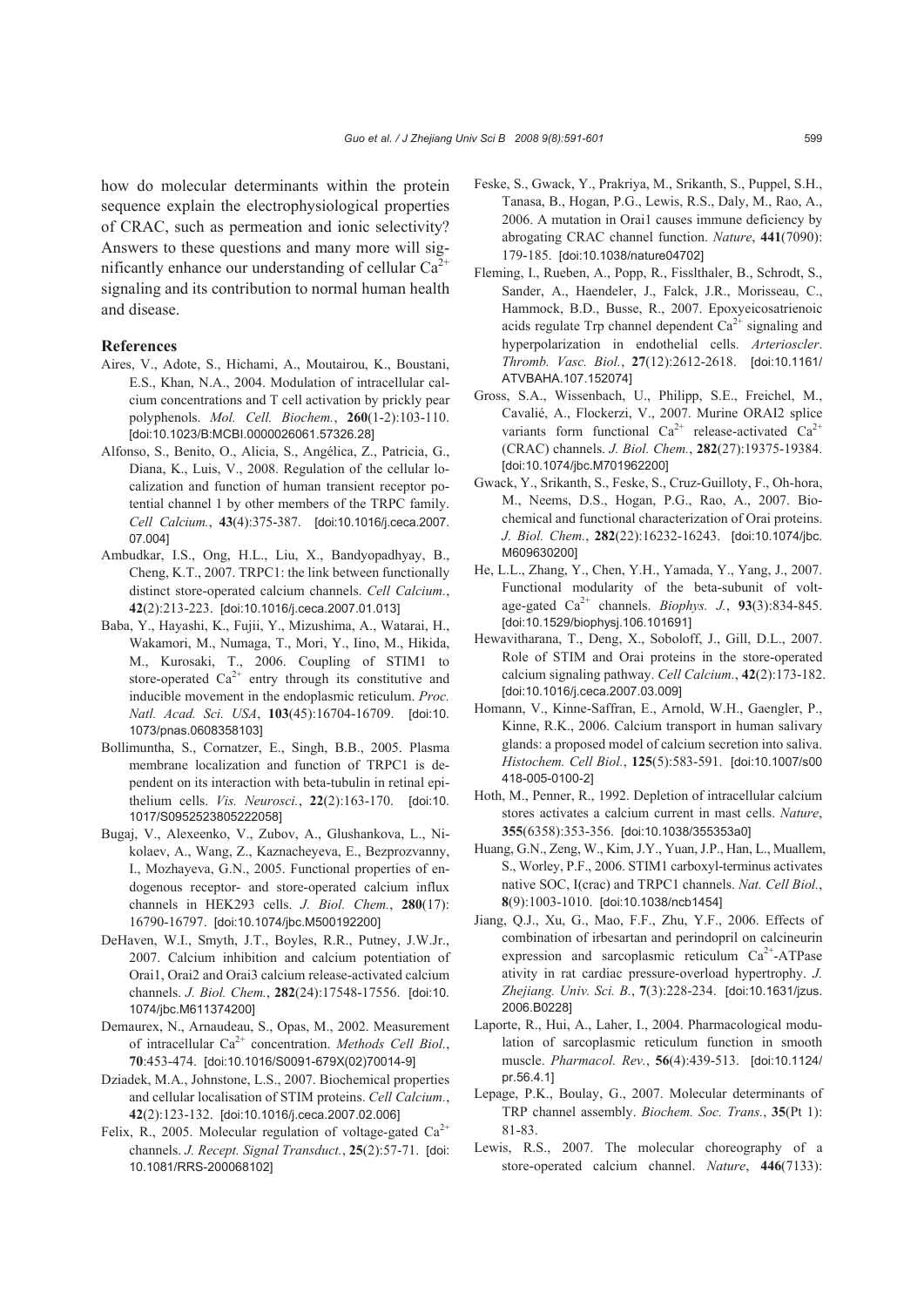how do molecular determinants within the protein sequence explain the electrophysiological properties of CRAC, such as permeation and ionic selectivity? Answers to these questions and many more will significantly enhance our understanding of cellular $Ca^{2+}$ signaling and its contribution to normal human health and disease.

## References

Aires, V., Adote, S., Hichami, A., Moutairou, K., Boustani, E.S., Khan, N.A., 2004. Modulation of intracellular calcium concentrations and T cell activation by prickly pear polyphenols. *Mol. Cell. Biochem.*, **260**(1-2):103-110. [doi:10.1023/B:MCBI.0000026061.57326.28]

Alfonso, S., Benito, O., Alicia, S., Angélica, Z., Patricia, G., Diana, K., Luis, V., 2008. Regulation of the cellular localization and function of human transient receptor potential channel 1 by other members of the TRPC family. *Cell Calcium.*, **43**(4):375-387. [doi:10.1016/j.ceca.2007.07.004]

Ambudkar, I.S., Ong, H.L., Liu, X., Bandyopadhyay, B., Cheng, K.T., 2007. TRPC1: the link between functionally distinct store-operated calcium channels. *Cell Calcium.*, **42**(2):213-223. [doi:10.1016/j.ceca.2007.01.013]

Baba, Y., Hayashi, K., Fujii, Y., Mizushima, A., Watarai, H., Wakamori, M., Numaga, T., Mori, Y., Iino, M., Hikida, M., Kurosaki, T., 2006. Coupling of STIM1 to store-operated $Ca^{2+}$ entry through its constitutive and inducible movement in the endoplasmic reticulum. *Proc. Natl. Acad. Sci. USA*, **103**(45):16704-16709. [doi:10.1073/pnas.0608358103]

Bollimuntha, S., Cornatzer, E., Singh, B.B., 2005. Plasma membrane localization and function of TRPC1 is dependent on its interaction with beta-tubulin in retinal epithelium cells. *Vis. Neurosci.*, **22**(2):163-170. [doi:10.1017/S0952523805222058]

Bugaj, V., Alexeenko, V., Zubov, A., Glushankova, L., Nikolaev, A., Wang, Z., Kaznacheyeva, E., Bezprozvanny, I., Mozhayeva, G.N., 2005. Functional properties of endogenous receptor- and store-operated calcium influx channels in HEK293 cells. *J. Biol. Chem.*, **280**(17):16790-16797. [doi:10.1074/jbc.M500192200]

DeHaven, W.I., Smyth, J.T., Boyles, R.R., Putney, J.W.Jr., 2007. Calcium inhibition and calcium potentiation of Orai1, Orai2 and Orai3 calcium release-activated calcium channels. *J. Biol. Chem.*, **282**(24):17548-17556. [doi:10.1074/jbc.M611374200]

Demaurex, N., Arnaudeau, S., Opas, M., 2002. Measurement of intracellular $Ca^{2+}$ concentration. *Methods Cell Biol.*, **70**:453-474. [doi:10.1016/S0091-679X(02)70014-9]

Dziadek, M.A., Johnstone, L.S., 2007. Biochemical properties and cellular localisation of STIM proteins. *Cell Calcium.*, **42**(2):123-132. [doi:10.1016/j.ceca.2007.02.006]

Felix, R., 2005. Molecular regulation of voltage-gated $Ca^{2+}$ channels. *J. Recept. Signal Transduct.*, **25**(2):57-71. [doi:10.1081/RRS-200068102]

Feske, S., Gwack, Y., Prakriya, M., Srikanth, S., Puppel, S.H., Tanasa, B., Hogan, P.G., Lewis, R.S., Daly, M., Rao, A., 2006. A mutation in Orai1 causes immune deficiency by abrogating CRAC channel function. *Nature*, **441**(7090):179-185. [doi:10.1038/nature04702]

Fleming, I., Rueben, A., Popp, R., Fisslthaler, B., Schrodt, S., Sander, A., Haendeler, J., Falck, J.R., Morisseau, C., Hammock, B.D., Busse, R., 2007. Epoxyeicosatrienoic acids regulate Trp channel dependent $Ca^{2+}$ signaling and hyperpolarization in endothelial cells. *Arterioscler. Thromb. Vasc. Biol.*, **27**(12):2612-2618. [doi:10.1161/ATVBAHA.107.152074]

Gross, S.A., Wissenbach, U., Philipp, S.E., Freichel, M., Cavalié, A., Flockerzi, V., 2007. Murine ORAI2 splice variants form functional $Ca^{2+}$ release-activated $Ca^{2+}$ (CRAC) channels. *J. Biol. Chem.*, **282**(27):19375-19384. [doi:10.1074/jbc.M701962200]

Gwack, Y., Srikanth, S., Feske, S., Cruz-Guilloty, F., Oh-hora, M., Neems, D.S., Hogan, P.G., Rao, A., 2007. Biochemical and functional characterization of Orai proteins. *J. Biol. Chem.*, **282**(22):16232-16243. [doi:10.1074/jbc.M609630200]

He, L.L., Zhang, Y., Chen, Y.H., Yamada, Y., Yang, J., 2007. Functional modularity of the beta-subunit of voltage-gated $Ca^{2+}$ channels. *Biophys. J.*, **93**(3):834-845. [doi:10.1529/biophysj.106.101691]

Hewavitharana, T., Deng, X., Soboloff, J., Gill, D.L., 2007. Role of STIM and Orai proteins in the store-operated calcium signaling pathway. *Cell Calcium.*, **42**(2):173-182. [doi:10.1016/j.ceca.2007.03.009]

Homann, V., Kinne-Saffran, E., Arnold, W.H., Gaengler, P., Kinne, R.K., 2006. Calcium transport in human salivary glands: a proposed model of calcium secretion into saliva. *Histochem. Cell Biol.*, **125**(5):583-591. [doi:10.1007/s00418-005-0100-2]

Hoth, M., Penner, R., 1992. Depletion of intracellular calcium stores activates a calcium current in mast cells. *Nature*, **355**(6358):353-356. [doi:10.1038/355353a0]

Huang, G.N., Zeng, W., Kim, J.Y., Yuan, J.P., Han, L., Muallem, S., Worley, P.F., 2006. STIM1 carboxyl-terminus activates native SOC, I(crac) and TRPC1 channels. *Nat. Cell Biol.*, **8**(9):1003-1010. [doi:10.1038/ncb1454]

Jiang, Q.J., Xu, G., Mao, F.F., Zhu, Y.F., 2006. Effects of combination of irbesartan and perindopril on calcineurin expression and sarcoplasmic reticulum $Ca^{2+}$-ATPase ativity in rat cardiac pressure-overload hypertrophy. *J. Zhejiang. Univ. Sci. B.*, **7**(3):228-234. [doi:10.1631/jzus.2006.B0228]

Laporte, R., Hui, A., Laher, I., 2004. Pharmacological modulation of sarcoplasmic reticulum function in smooth muscle. *Pharmacol. Rev.*, **56**(4):439-513. [doi:10.1124/pr.56.4.1]

Lepage, P.K., Boulay, G., 2007. Molecular determinants of TRP channel assembly. *Biochem. Soc. Trans.*, **35**(Pt 1):81-83.

Lewis, R.S., 2007. The molecular choreography of a store-operated calcium channel. *Nature*, **446**(7133):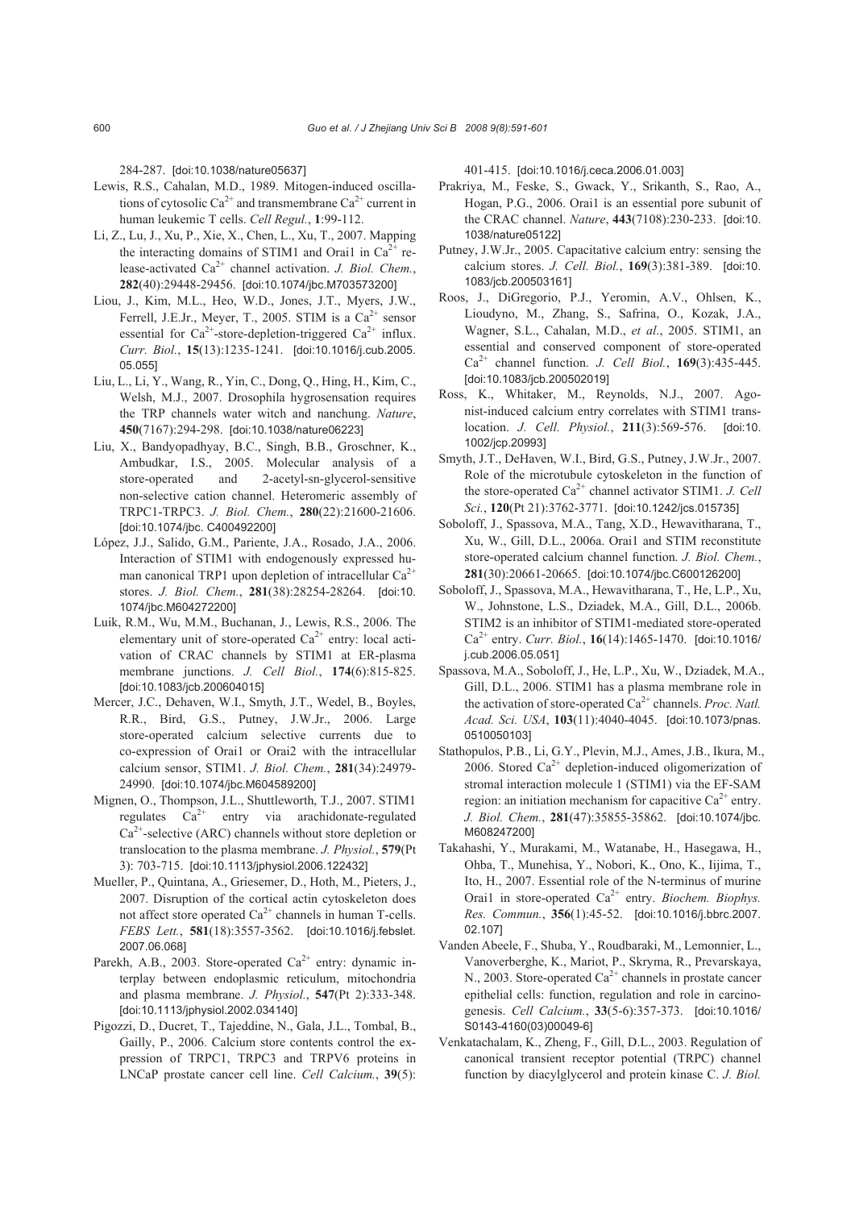284-287. [doi:10.1038/nature05637]

Lewis, R.S., Cahalan, M.D., 1989. Mitogen-induced oscillations of cytosolic $Ca^{2+}$ and transmembrane $Ca^{2+}$ current in human leukemic T cells. *Cell Regul.*, **1**:99-112.

Li, Z., Lu, J., Xu, P., Xie, X., Chen, L., Xu, T., 2007. Mapping the interacting domains of STIM1 and Orai1 in $Ca^{2+}$ release-activated $Ca^{2+}$ channel activation. *J. Biol. Chem.*, **282**(40):29448-29456. [doi:10.1074/jbc.M703573200]

Liou, J., Kim, M.L., Heo, W.D., Jones, J.T., Myers, J.W., Ferrell, J.E.Jr., Meyer, T., 2005. STIM is a $Ca^{2+}$ sensor essential for $Ca^{2+}$-store-depletion-triggered $Ca^{2+}$ influx. *Curr. Biol.*, **15**(13):1235-1241. [doi:10.1016/j.cub.2005.05.055]

Liu, L., Li, Y., Wang, R., Yin, C., Dong, Q., Hing, H., Kim, C., Welsh, M.J., 2007. Drosophila hygrosensation requires the TRP channels water witch and nanchung. *Nature*, **450**(7167):294-298. [doi:10.1038/nature06223]

Liu, X., Bandyopadhyay, B.C., Singh, B.B., Groschner, K., Ambudkar, I.S., 2005. Molecular analysis of a store-operated and 2-acetyl-sn-glycerol-sensitive non-selective cation channel. Heteromeric assembly of TRPC1-TRPC3. *J. Biol. Chem.*, **280**(22):21600-21606. [doi:10.1074/jbc. C400492200]

López, J.J., Salido, G.M., Pariente, J.A., Rosado, J.A., 2006. Interaction of STIM1 with endogenously expressed human canonical TRP1 upon depletion of intracellular $Ca^{2+}$ stores. *J. Biol. Chem.*, **281**(38):28254-28264. [doi:10.1074/jbc.M604272200]

Luik, R.M., Wu, M.M., Buchanan, J., Lewis, R.S., 2006. The elementary unit of store-operated $Ca^{2+}$ entry: local activation of CRAC channels by STIM1 at ER-plasma membrane junctions. *J. Cell Biol.*, **174**(6):815-825. [doi:10.1083/jcb.200604015]

Mercer, J.C., Dehaven, W.I., Smyth, J.T., Wedel, B., Boyles, R.R., Bird, G.S., Putney, J.W.Jr., 2006. Large store-operated calcium selective currents due to co-expression of Orai1 or Orai2 with the intracellular calcium sensor, STIM1. *J. Biol. Chem.*, **281**(34):24979-24990. [doi:10.1074/jbc.M604589200]

Mignen, O., Thompson, J.L., Shuttleworth, T.J., 2007. STIM1 regulates $Ca^{2+}$ entry via arachidonate-regulated $Ca^{2+}$-selective (ARC) channels without store depletion or translocation to the plasma membrane. *J. Physiol.*, **579**(Pt 3): 703-715. [doi:10.1113/jphysiol.2006.122432]

Mueller, P., Quintana, A., Griesemer, D., Hoth, M., Pieters, J., 2007. Disruption of the cortical actin cytoskeleton does not affect store operated $Ca^{2+}$ channels in human T-cells. *FEBS Lett.*, **581**(18):3557-3562. [doi:10.1016/j.febslet.2007.06.068]

Parekh, A.B., 2003. Store-operated $Ca^{2+}$ entry: dynamic interplay between endoplasmic reticulum, mitochondria and plasma membrane. *J. Physiol.*, **547**(Pt 2):333-348. [doi:10.1113/jphysiol.2002.034140]

Pigozzi, D., Ducret, T., Tajeddine, N., Gala, J.L., Tombal, B., Gailly, P., 2006. Calcium store contents control the expression of TRPC1, TRPC3 and TRPV6 proteins in LNCaP prostate cancer cell line. *Cell Calcium.*, **39**(5): 401-415. [doi:10.1016/j.ceca.2006.01.003]

Prakriya, M., Feske, S., Gwack, Y., Srikanth, S., Rao, A., Hogan, P.G., 2006. Orai1 is an essential pore subunit of the CRAC channel. *Nature*, **443**(7108):230-233. [doi:10.1038/nature05122]

Putney, J.W.Jr., 2005. Capacitative calcium entry: sensing the calcium stores. *J. Cell. Biol.*, **169**(3):381-389. [doi:10.1083/jcb.200503161]

Roos, J., DiGregorio, P.J., Yeromin, A.V., Ohlsen, K., Lioudyno, M., Zhang, S., Safrina, O., Kozak, J.A., Wagner, S.L., Cahalan, M.D., *et al.*, 2005. STIM1, an essential and conserved component of store-operated $Ca^{2+}$ channel function. *J. Cell Biol.*, **169**(3):435-445. [doi:10.1083/jcb.200502019]

Ross, K., Whitaker, M., Reynolds, N.J., 2007. Agonist-induced calcium entry correlates with STIM1 translocation. *J. Cell. Physiol.*, **211**(3):569-576. [doi:10.1002/jcp.20993]

Smyth, J.T., DeHaven, W.I., Bird, G.S., Putney, J.W.Jr., 2007. Role of the microtubule cytoskeleton in the function of the store-operated $Ca^{2+}$ channel activator STIM1. *J. Cell Sci.*, **120**(Pt 21):3762-3771. [doi:10.1242/jcs.015735]

Soboloff, J., Spassova, M.A., Tang, X.D., Hewavitharana, T., Xu, W., Gill, D.L., 2006a. Orai1 and STIM reconstitute store-operated calcium channel function. *J. Biol. Chem.*, **281**(30):20661-20665. [doi:10.1074/jbc.C600126200]

Soboloff, J., Spassova, M.A., Hewavitharana, T., He, L.P., Xu, W., Johnstone, L.S., Dziadek, M.A., Gill, D.L., 2006b. STIM2 is an inhibitor of STIM1-mediated store-operated $Ca^{2+}$ entry. *Curr. Biol.*, **16**(14):1465-1470. [doi:10.1016/j.cub.2006.05.051]

Spassova, M.A., Soboloff, J., He, L.P., Xu, W., Dziadek, M.A., Gill, D.L., 2006. STIM1 has a plasma membrane role in the activation of store-operated $Ca^{2+}$ channels. *Proc. Natl. Acad. Sci. USA*, **103**(11):4040-4045. [doi:10.1073/pnas.0510050103]

Stathopulos, P.B., Li, G.Y., Plevin, M.J., Ames, J.B., Ikura, M., 2006. Stored $Ca^{2+}$ depletion-induced oligomerization of stromal interaction molecule 1 (STIM1) via the EF-SAM region: an initiation mechanism for capacitive $Ca^{2+}$ entry. *J. Biol. Chem.*, **281**(47):35855-35862. [doi:10.1074/jbc.M608247200]

Takahashi, Y., Murakami, M., Watanabe, H., Hasegawa, H., Ohba, T., Munehisa, Y., Nobori, K., Ono, K., Iijima, T., Ito, H., 2007. Essential role of the N-terminus of murine Orai1 in store-operated $Ca^{2+}$ entry. *Biochem. Biophys. Res. Commun.*, **356**(1):45-52. [doi:10.1016/j.bbrc.2007.02.107]

Vanden Abeele, F., Shuba, Y., Roudbaraki, M., Lemonnier, L., Vanoverberghe, K., Mariot, P., Skryma, R., Prevarskaya, N., 2003. Store-operated $Ca^{2+}$ channels in prostate cancer epithelial cells: function, regulation and role in carcinogenesis. *Cell Calcium.*, **33**(5-6):357-373. [doi:10.1016/S0143-4160(03)00049-6]

Venkatachalam, K., Zheng, F., Gill, D.L., 2003. Regulation of canonical transient receptor potential (TRPC) channel function by diacylglycerol and protein kinase C. *J. Biol.*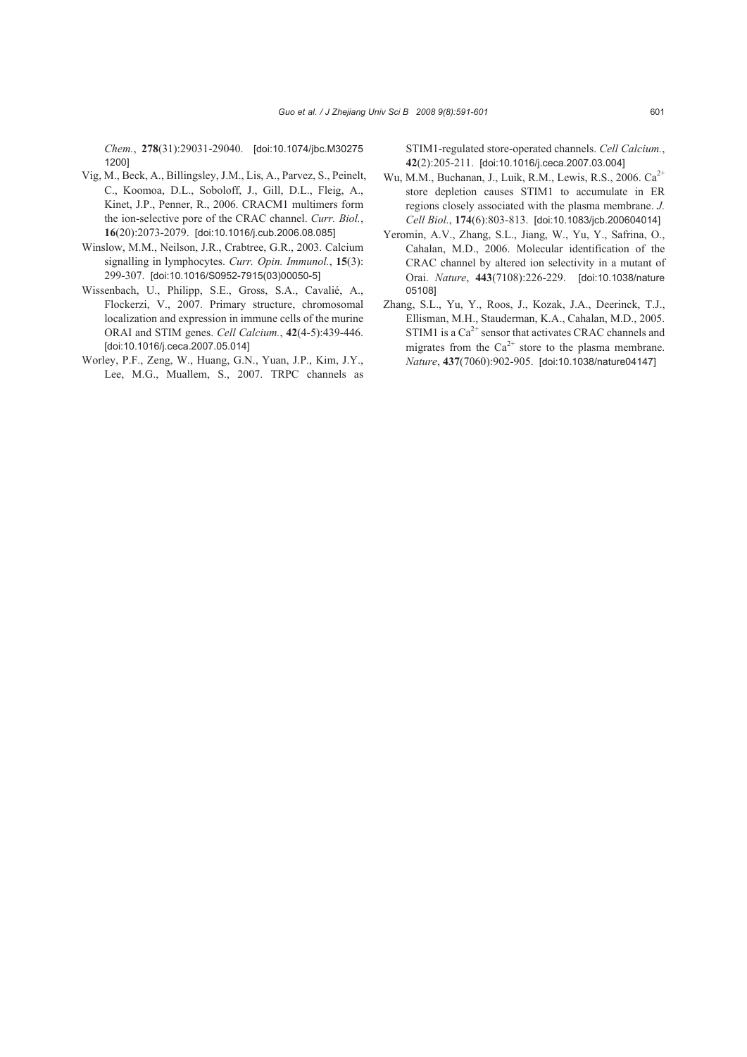*Chem.*, **278**(31):29031-29040. [doi:10.1074/jbc.M302751200]

Vig, M., Beck, A., Billingsley, J.M., Lis, A., Parvez, S., Peinelt, C., Koomoa, D.L., Soboloff, J., Gill, D.L., Fleig, A., Kinet, J.P., Penner, R., 2006. CRACM1 multimers form the ion-selective pore of the CRAC channel. *Curr. Biol.*, **16**(20):2073-2079. [doi:10.1016/j.cub.2006.08.085]

Winslow, M.M., Neilson, J.R., Crabtree, G.R., 2003. Calcium signalling in lymphocytes. *Curr. Opin. Immunol.*, **15**(3): 299-307. [doi:10.1016/S0952-7915(03)00050-5]

Wissenbach, U., Philipp, S.E., Gross, S.A., Cavalié, A., Flockerzi, V., 2007. Primary structure, chromosomal localization and expression in immune cells of the murine ORAI and STIM genes. *Cell Calcium.*, **42**(4-5):439-446. [doi:10.1016/j.ceca.2007.05.014]

Worley, P.F., Zeng, W., Huang, G.N., Yuan, J.P., Kim, J.Y., Lee, M.G., Muallem, S., 2007. TRPC channels as STIM1-regulated store-operated channels. *Cell Calcium.*, **42**(2):205-211. [doi:10.1016/j.ceca.2007.03.004]

Wu, M.M., Buchanan, J., Luik, R.M., Lewis, R.S., 2006. $Ca^{2+}$ store depletion causes STIM1 to accumulate in ER regions closely associated with the plasma membrane. *J. Cell Biol.*, **174**(6):803-813. [doi:10.1083/jcb.200604014]

Yeromin, A.V., Zhang, S.L., Jiang, W., Yu, Y., Safrina, O., Cahalan, M.D., 2006. Molecular identification of the CRAC channel by altered ion selectivity in a mutant of Orai. *Nature*, **443**(7108):226-229. [doi:10.1038/nature05108]

Zhang, S.L., Yu, Y., Roos, J., Kozak, J.A., Deerinck, T.J., Ellisman, M.H., Stauderman, K.A., Cahalan, M.D., 2005. STIM1 is a $Ca^{2+}$ sensor that activates CRAC channels and migrates from the $Ca^{2+}$ store to the plasma membrane. *Nature*, **437**(7060):902-905. [doi:10.1038/nature04147]